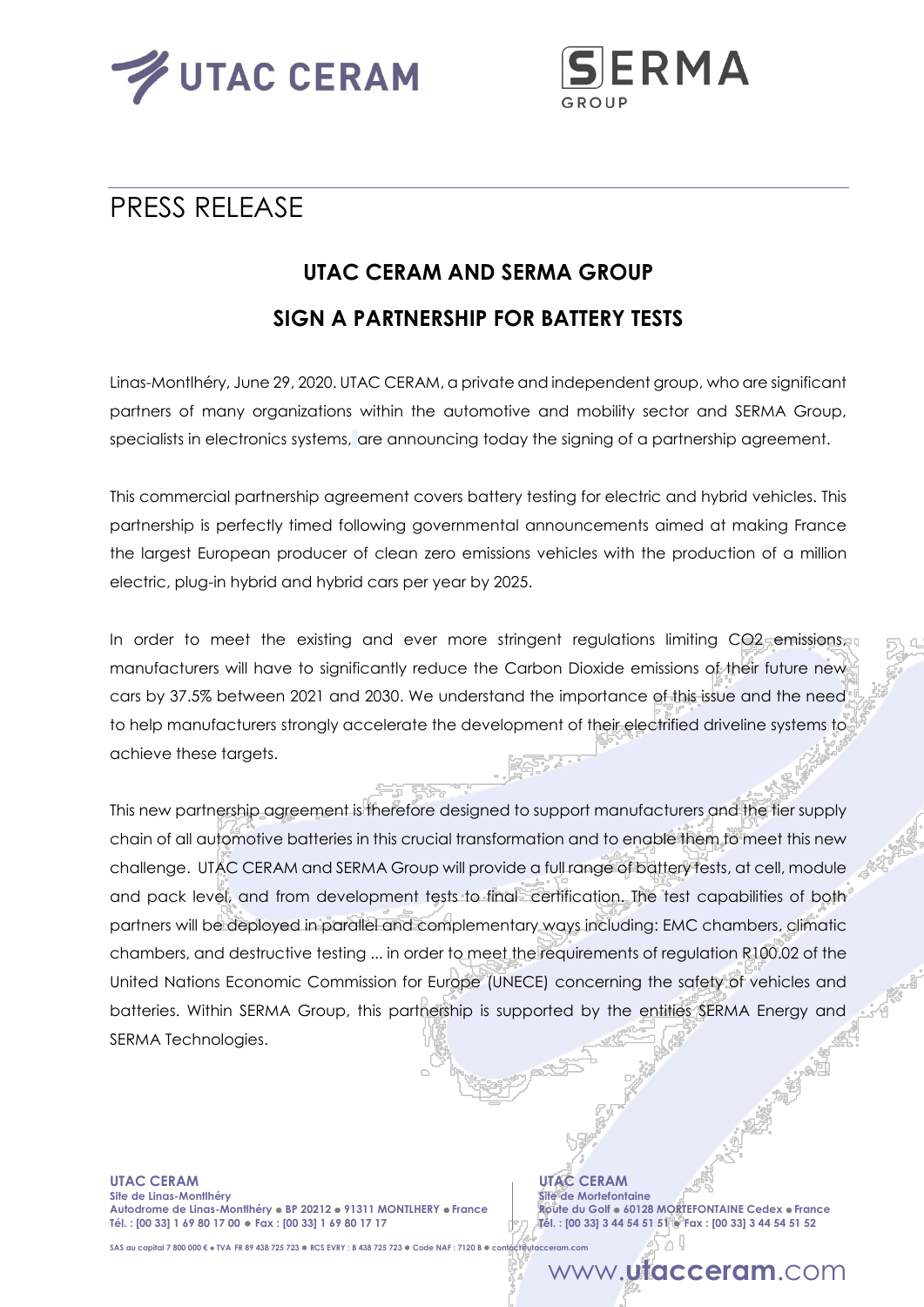# PRESS RELEASE

## UTAC CERAM AND SERMA GROUP

## SIGN A PARTNERSHIP FOR BATTERY TESTS

Linas-Montlhéry, June 29, 2020. UTAC CERAM, a private and independent group, who are significant partners of many organizations within the automotive and mobility sector and SERMA Group, specialists in electronics systems, are announcing today the signing of a partnership agreement.

This commercial partnership agreement covers battery testing for electric and hybrid vehicles. This partnership is perfectly timed following governmental announcements aimed at making France the largest European producer of clean zero emissions vehicles with the production of a million electric, plug-in hybrid and hybrid cars per year by 2025.

In order to meet the existing and ever more stringent regulations limiting $CO_2$ emissions, manufacturers will have to significantly reduce the Carbon Dioxide emissions of their future new cars by 37.5% between 2021 and 2030. We understand the importance of this issue and the need to help manufacturers strongly accelerate the development of their electrified driveline systems to achieve these targets.

This new partnership agreement is therefore designed to support manufacturers and the tier supply chain of all automotive batteries in this crucial transformation and to enable them to meet this new challenge. UTAC CERAM and SERMA Group will provide a full range of battery tests, at cell, module and pack level, and from development tests to final certification. The test capabilities of both partners will be deployed in parallel and complementary ways including: EMC chambers, climatic chambers, and destructive testing ... in order to meet the requirements of regulation R100.02 of the United Nations Economic Commission for Europe (UNECE) concerning the safety of vehicles and batteries. Within SERMA Group, this partnership is supported by the entities SERMA Energy and SERMA Technologies.

**UTAC CERAM**
**Site de Linas-Montlhéry**
**Autodrome de Linas-Montlhéry • BP 20212 • 91311 MONTLHERY • France**
**Tél. : [00 33] 1 69 80 17 00 • Fax : [00 33] 1 69 80 17 17**

**UTAC CERAM**
**Site de Mortefontaine**
**Route du Golf • 60128 MORTEFONTAINE Cedex • France**
**Tél. : [00 33] 3 44 54 51 51 • Fax : [00 33] 3 44 54 51 52**

SAS au capital 7 800 000 € • TVA FR 89 438 725 723 • RCS EVRY : B 438 725 723 • Code NAF : 7120 B • contact@utacceram.com

www.utacceram.com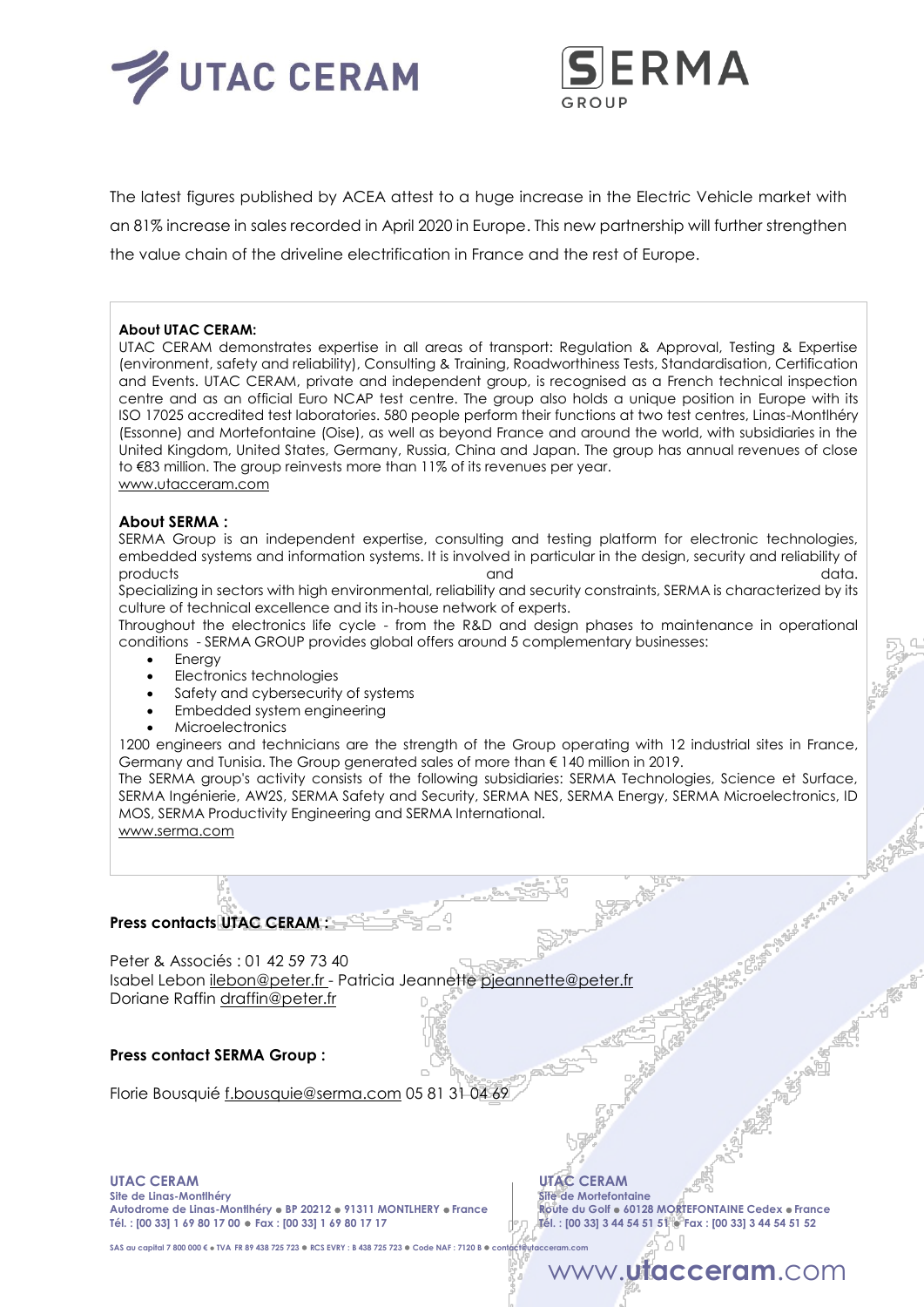The latest figures published by ACEA attest to a huge increase in the Electric Vehicle market with an 81% increase in sales recorded in April 2020 in Europe. This new partnership will further strengthen the value chain of the driveline electrification in France and the rest of Europe.

**About UTAC CERAM:**
UTAC CERAM demonstrates expertise in all areas of transport: Regulation & Approval, Testing & Expertise (environment, safety and reliability), Consulting & Training, Roadworthiness Tests, Standardisation, Certification and Events. UTAC CERAM, private and independent group, is recognised as a French technical inspection centre and as an official Euro NCAP test centre. The group also holds a unique position in Europe with its ISO 17025 accredited test laboratories. 580 people perform their functions at two test centres, Linas-Montlhéry (Essonne) and Mortefontaine (Oise), as well as beyond France and around the world, with subsidiaries in the United Kingdom, United States, Germany, Russia, China and Japan. The group has annual revenues of close to €83 million. The group reinvests more than 11% of its revenues per year.
www.utacceram.com

**About SERMA :**
SERMA Group is an independent expertise, consulting and testing platform for electronic technologies, embedded systems and information systems. It is involved in particular in the design, security and reliability of products and data.
Specializing in sectors with high environmental, reliability and security constraints, SERMA is characterized by its culture of technical excellence and its in-house network of experts.
Throughout the electronics life cycle - from the R&D and design phases to maintenance in operational conditions - SERMA GROUP provides global offers around 5 complementary businesses:

- Energy
- Electronics technologies
- Safety and cybersecurity of systems
- Embedded system engineering
- Microelectronics

1200 engineers and technicians are the strength of the Group operating with 12 industrial sites in France, Germany and Tunisia. The Group generated sales of more than € 140 million in 2019.
The SERMA group's activity consists of the following subsidiaries: SERMA Technologies, Science et Surface, SERMA Ingénierie, AW2S, SERMA Safety and Security, SERMA NES, SERMA Energy, SERMA Microelectronics, ID MOS, SERMA Productivity Engineering and SERMA International.
www.serma.com

**Press contacts UTAC CERAM :**

Peter & Associés : 01 42 59 73 40
Isabel Lebon ilebon@peter.fr - Patricia Jeannette pjeannette@peter.fr
Doriane Raffin draffin@peter.fr

**Press contact SERMA Group :**

Florie Bousquié f.bousquie@serma.com 05 81 31 04 69

**UTAC CERAM**
**Site de Linas-Montlhéry**
**Autodrome de Linas-Montlhéry • BP 20212 • 91311 MONTLHERY • France**
**Tél. : [00 33] 1 69 80 17 00 • Fax : [00 33] 1 69 80 17 17**

**UTAC CERAM**
**Site de Mortefontaine**
**Route du Golf • 60128 MORTEFONTAINE Cedex • France**
**Tél. : [00 33] 3 44 54 51 51 • Fax : [00 33] 3 44 54 51 52**

SAS au capital 7 800 000 € • TVA FR 89 438 725 723 • RCS EVRY : B 438 725 723 • Code NAF : 7120 B • contact@utacceram.com

www.utacceram.com